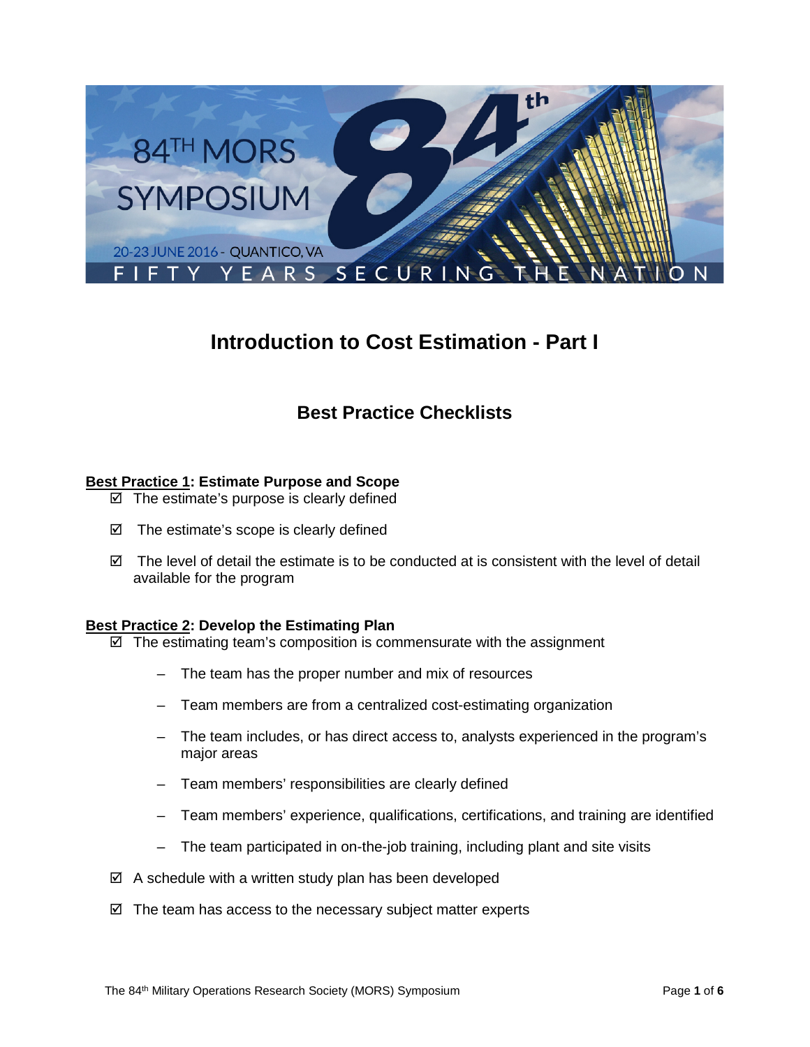# Introduction to Cost Estimation - Part I

## Best Practice Checklists

**Best Practice 1: Estimate Purpose and Scope**

- ☑ The estimate's purpose is clearly defined
- ☑ The estimate's scope is clearly defined
- ☑ The level of detail the estimate is to be conducted at is consistent with the level of detail available for the program

**Best Practice 2: Develop the Estimating Plan**

- ☑ The estimating team's composition is commensurate with the assignment
  - The team has the proper number and mix of resources
  - Team members are from a centralized cost-estimating organization
  - The team includes, or has direct access to, analysts experienced in the program's major areas
  - Team members' responsibilities are clearly defined
  - Team members' experience, qualifications, certifications, and training are identified
  - The team participated in on-the-job training, including plant and site visits
- ☑ A schedule with a written study plan has been developed
- ☑ The team has access to the necessary subject matter experts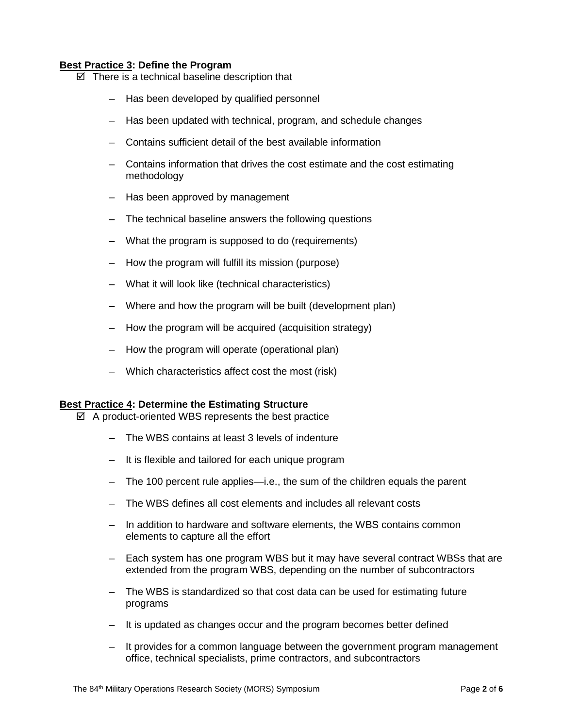**Best Practice 3: Define the Program**

- ☑ There is a technical baseline description that
  - Has been developed by qualified personnel
  - Has been updated with technical, program, and schedule changes
  - Contains sufficient detail of the best available information
  - Contains information that drives the cost estimate and the cost estimating methodology
  - Has been approved by management
  - The technical baseline answers the following questions
  - What the program is supposed to do (requirements)
  - How the program will fulfill its mission (purpose)
  - What it will look like (technical characteristics)
  - Where and how the program will be built (development plan)
  - How the program will be acquired (acquisition strategy)
  - How the program will operate (operational plan)
  - Which characteristics affect cost the most (risk)

**Best Practice 4: Determine the Estimating Structure**

- ☑ A product-oriented WBS represents the best practice
  - The WBS contains at least 3 levels of indenture
  - It is flexible and tailored for each unique program
  - The 100 percent rule applies—i.e., the sum of the children equals the parent
  - The WBS defines all cost elements and includes all relevant costs
  - In addition to hardware and software elements, the WBS contains common elements to capture all the effort
  - Each system has one program WBS but it may have several contract WBSs that are extended from the program WBS, depending on the number of subcontractors
  - The WBS is standardized so that cost data can be used for estimating future programs
  - It is updated as changes occur and the program becomes better defined
  - It provides for a common language between the government program management office, technical specialists, prime contractors, and subcontractors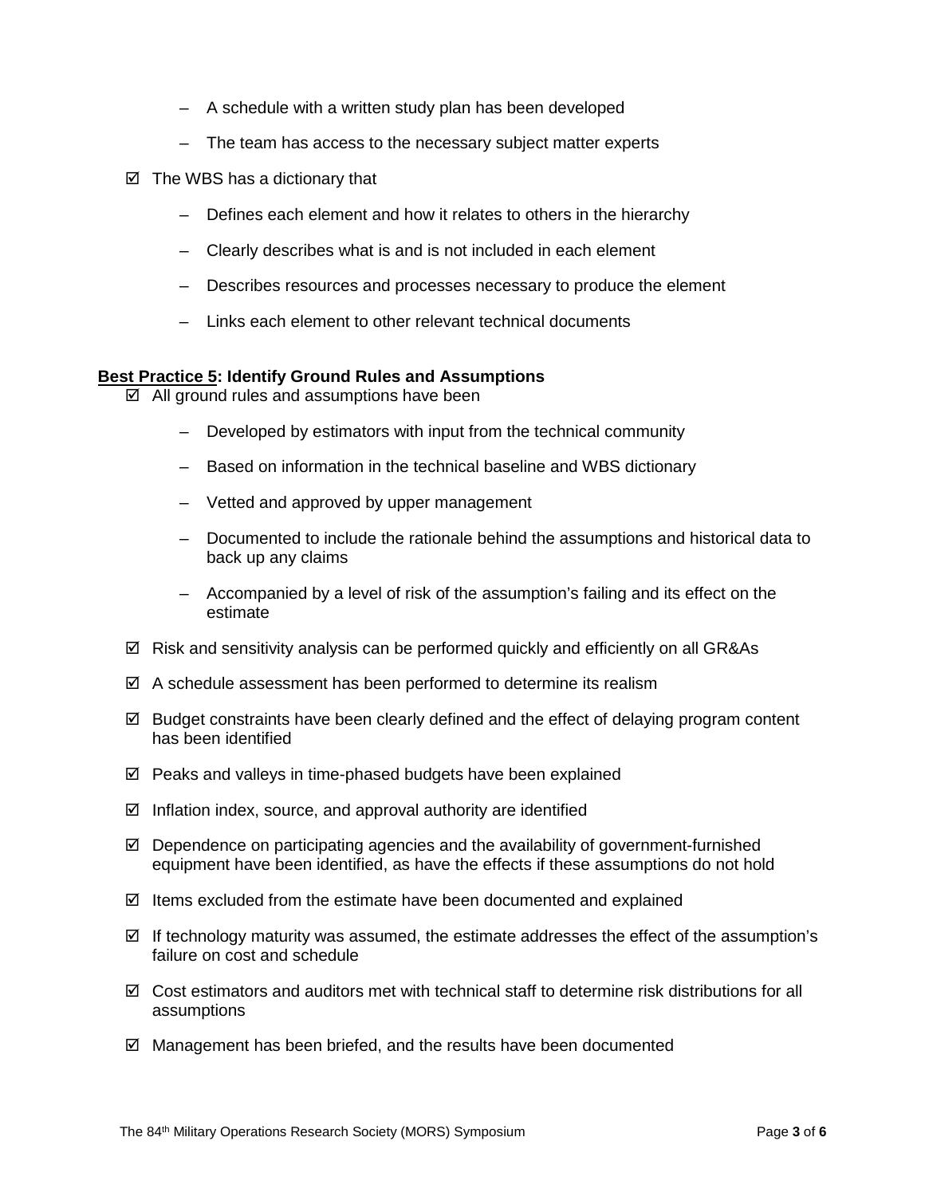- A schedule with a written study plan has been developed
  - The team has access to the necessary subject matter experts

- ☑ The WBS has a dictionary that
  - Defines each element and how it relates to others in the hierarchy
  - Clearly describes what is and is not included in each element
  - Describes resources and processes necessary to produce the element
  - Links each element to other relevant technical documents

**<u>Best Practice 5</u>: Identify Ground Rules and Assumptions**

- ☑ All ground rules and assumptions have been
  - Developed by estimators with input from the technical community
  - Based on information in the technical baseline and WBS dictionary
  - Vetted and approved by upper management
  - Documented to include the rationale behind the assumptions and historical data to back up any claims
  - Accompanied by a level of risk of the assumption's failing and its effect on the estimate
- ☑ Risk and sensitivity analysis can be performed quickly and efficiently on all GR&As
- ☑ A schedule assessment has been performed to determine its realism
- ☑ Budget constraints have been clearly defined and the effect of delaying program content has been identified
- ☑ Peaks and valleys in time-phased budgets have been explained
- ☑ Inflation index, source, and approval authority are identified
- ☑ Dependence on participating agencies and the availability of government-furnished equipment have been identified, as have the effects if these assumptions do not hold
- ☑ Items excluded from the estimate have been documented and explained
- ☑ If technology maturity was assumed, the estimate addresses the effect of the assumption's failure on cost and schedule
- ☑ Cost estimators and auditors met with technical staff to determine risk distributions for all assumptions
- ☑ Management has been briefed, and the results have been documented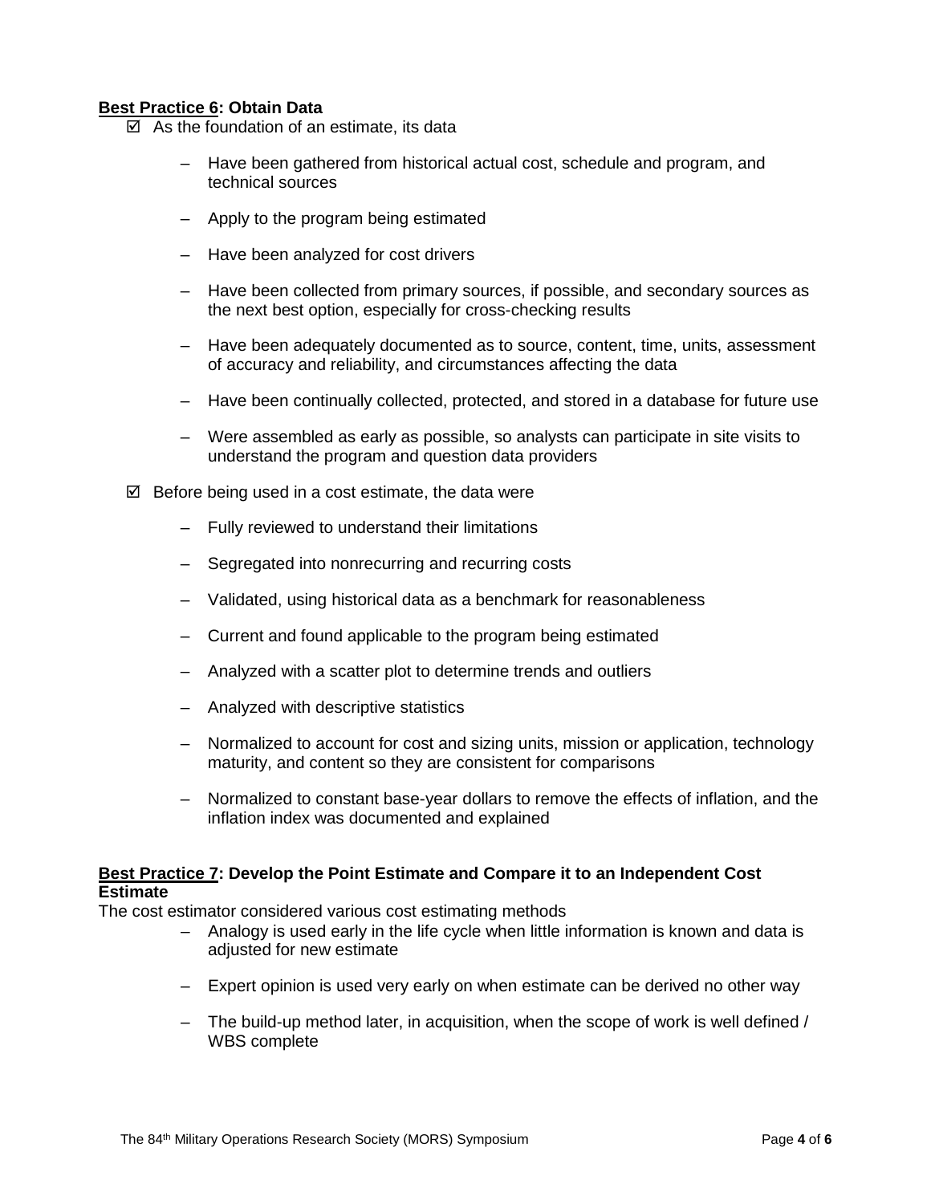**Best Practice 6: Obtain Data**

- ☑ As the foundation of an estimate, its data
  - Have been gathered from historical actual cost, schedule and program, and technical sources
  - Apply to the program being estimated
  - Have been analyzed for cost drivers
  - Have been collected from primary sources, if possible, and secondary sources as the next best option, especially for cross-checking results
  - Have been adequately documented as to source, content, time, units, assessment of accuracy and reliability, and circumstances affecting the data
  - Have been continually collected, protected, and stored in a database for future use
  - Were assembled as early as possible, so analysts can participate in site visits to understand the program and question data providers
- ☑ Before being used in a cost estimate, the data were
  - Fully reviewed to understand their limitations
  - Segregated into nonrecurring and recurring costs
  - Validated, using historical data as a benchmark for reasonableness
  - Current and found applicable to the program being estimated
  - Analyzed with a scatter plot to determine trends and outliers
  - Analyzed with descriptive statistics
  - Normalized to account for cost and sizing units, mission or application, technology maturity, and content so they are consistent for comparisons
  - Normalized to constant base-year dollars to remove the effects of inflation, and the inflation index was documented and explained

**Best Practice 7: Develop the Point Estimate and Compare it to an Independent Cost Estimate**

The cost estimator considered various cost estimating methods

- Analogy is used early in the life cycle when little information is known and data is adjusted for new estimate
- Expert opinion is used very early on when estimate can be derived no other way
- The build-up method later, in acquisition, when the scope of work is well defined / WBS complete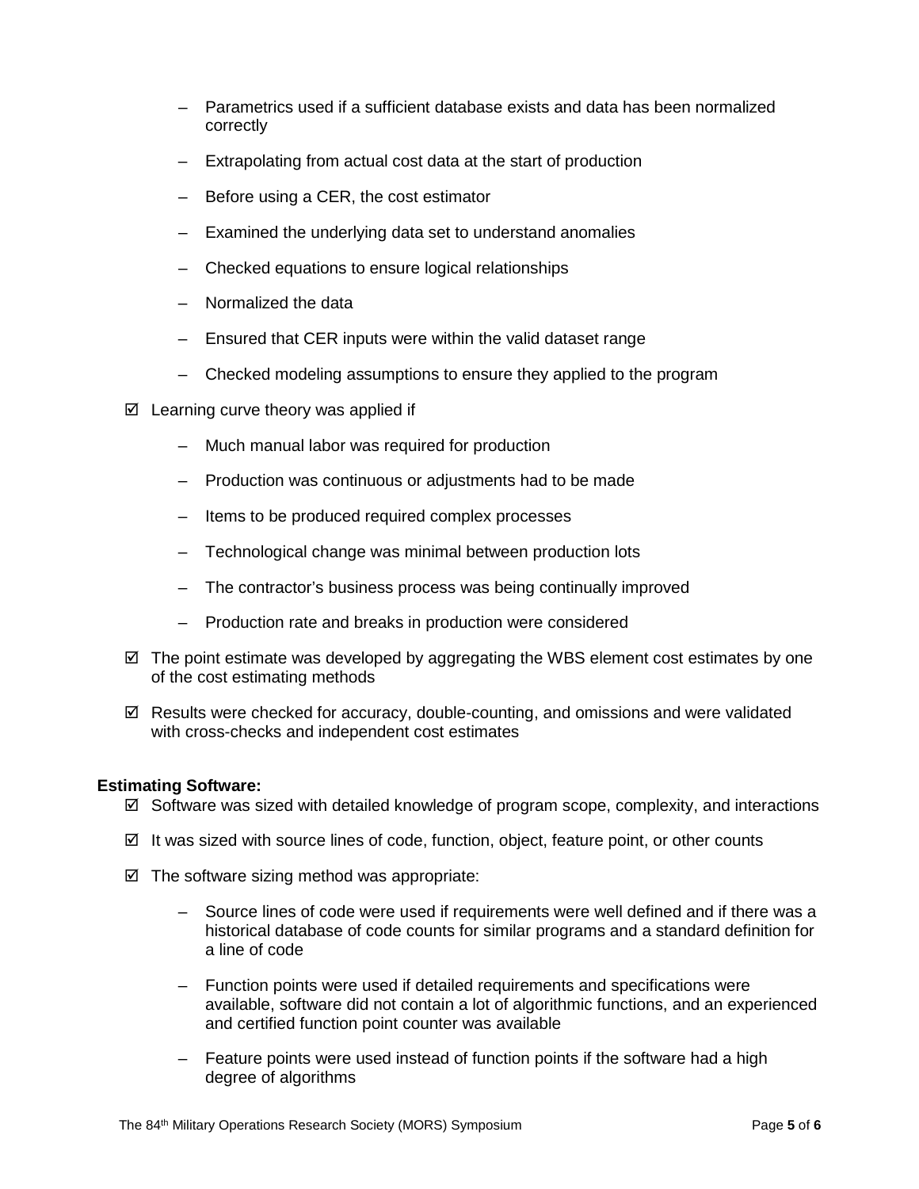- Parametrics used if a sufficient database exists and data has been normalized correctly

  - Extrapolating from actual cost data at the start of production

  - Before using a CER, the cost estimator

  - Examined the underlying data set to understand anomalies

  - Checked equations to ensure logical relationships

  - Normalized the data

  - Ensured that CER inputs were within the valid dataset range

  - Checked modeling assumptions to ensure they applied to the program

- ☑ Learning curve theory was applied if

  - Much manual labor was required for production

  - Production was continuous or adjustments had to be made

  - Items to be produced required complex processes

  - Technological change was minimal between production lots

  - The contractor's business process was being continually improved

  - Production rate and breaks in production were considered

- ☑ The point estimate was developed by aggregating the WBS element cost estimates by one of the cost estimating methods

- ☑ Results were checked for accuracy, double-counting, and omissions and were validated with cross-checks and independent cost estimates

**Estimating Software:**

- ☑ Software was sized with detailed knowledge of program scope, complexity, and interactions

- ☑ It was sized with source lines of code, function, object, feature point, or other counts

- ☑ The software sizing method was appropriate:

  - Source lines of code were used if requirements were well defined and if there was a historical database of code counts for similar programs and a standard definition for a line of code

  - Function points were used if detailed requirements and specifications were available, software did not contain a lot of algorithmic functions, and an experienced and certified function point counter was available

  - Feature points were used instead of function points if the software had a high degree of algorithms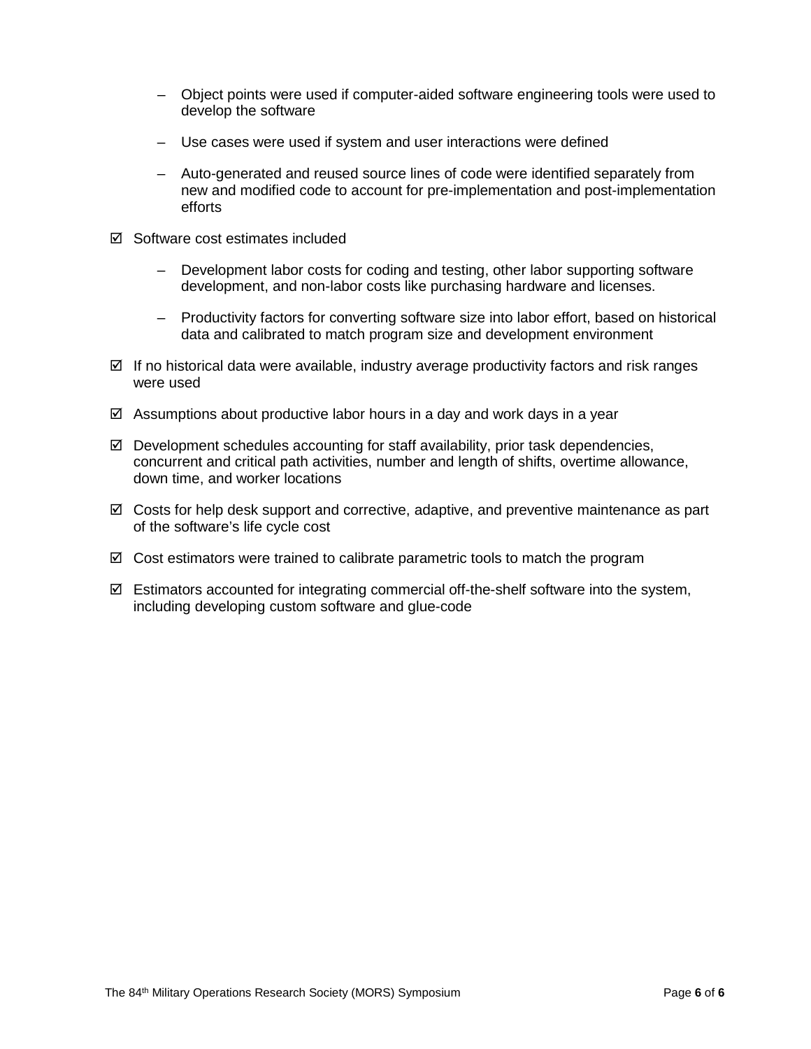- Object points were used if computer-aided software engineering tools were used to develop the software

  - Use cases were used if system and user interactions were defined

  - Auto-generated and reused source lines of code were identified separately from new and modified code to account for pre-implementation and post-implementation efforts

- ☑ Software cost estimates included

  - Development labor costs for coding and testing, other labor supporting software development, and non-labor costs like purchasing hardware and licenses.

  - Productivity factors for converting software size into labor effort, based on historical data and calibrated to match program size and development environment

- ☑ If no historical data were available, industry average productivity factors and risk ranges were used

- ☑ Assumptions about productive labor hours in a day and work days in a year

- ☑ Development schedules accounting for staff availability, prior task dependencies, concurrent and critical path activities, number and length of shifts, overtime allowance, down time, and worker locations

- ☑ Costs for help desk support and corrective, adaptive, and preventive maintenance as part of the software's life cycle cost

- ☑ Cost estimators were trained to calibrate parametric tools to match the program

- ☑ Estimators accounted for integrating commercial off-the-shelf software into the system, including developing custom software and glue-code